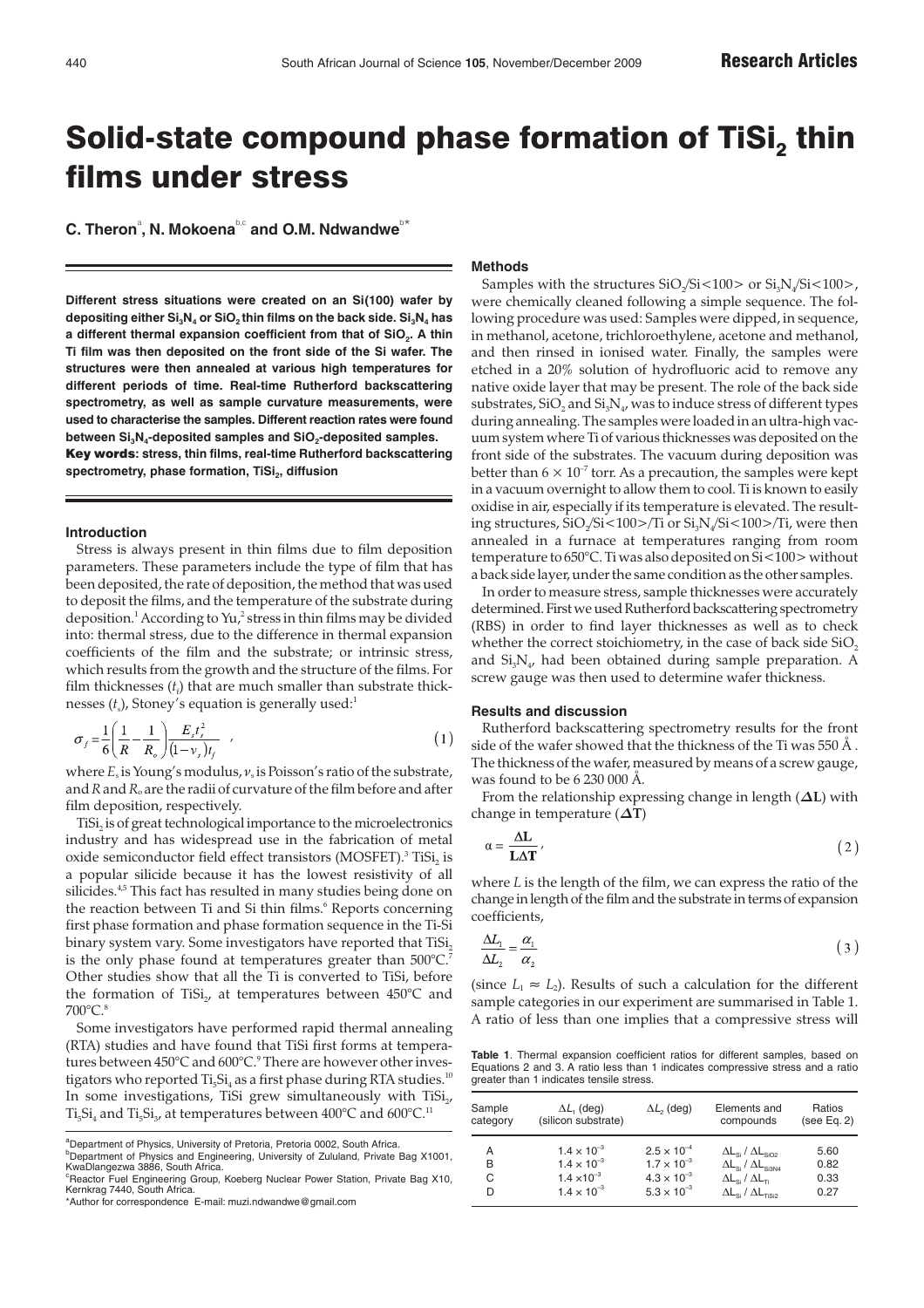# Solid-state compound phase formation of $TiSi_2$ thin films under stress

**C. Theron[a], N. Mokoena[b,c] and O.M. Ndwandwe[b*]**

**Different stress situations were created on an Si(100) wafer by depositing either $Si_3N_4$ or $SiO_2$ thin films on the back side. $Si_3N_4$ has a different thermal expansion coefficient from that of $SiO_2$. A thin Ti film was then deposited on the front side of the Si wafer. The structures were then annealed at various high temperatures for different periods of time. Real-time Rutherford backscattering spectrometry, as well as sample curvature measurements, were used to characterise the samples. Different reaction rates were found between $Si_3N_4$-deposited samples and $SiO_2$-deposited samples.**

**Key words: stress, thin films, real-time Rutherford backscattering spectrometry, phase formation, $TiSi_2$, diffusion**

## Introduction

Stress is always present in thin films due to film deposition parameters. These parameters include the type of film that has been deposited, the rate of deposition, the method that was used to deposit the films, and the temperature of the substrate during deposition.[1] According to Yu,[2] stress in thin films may be divided into: thermal stress, due to the difference in thermal expansion coefficients of the film and the substrate; or intrinsic stress, which results from the growth and the structure of the films. For film thicknesses ($t_f$) that are much smaller than substrate thicknesses ($t_s$), Stoney's equation is generally used:[1]

$$\sigma_f = \frac{1}{6}\left(\frac{1}{R} - \frac{1}{R_o}\right)\frac{E_s t_s^2}{(1-\nu_s)t_f} \quad , \tag{1}$$

where $E_s$ is Young's modulus, $\nu_s$ is Poisson's ratio of the substrate, and $R$ and $R_o$ are the radii of curvature of the film before and after film deposition, respectively.

$TiSi_2$ is of great technological importance to the microelectronics industry and has widespread use in the fabrication of metal oxide semiconductor field effect transistors (MOSFET).[3] $TiSi_2$ is a popular silicide because it has the lowest resistivity of all silicides.[4,5] This fact has resulted in many studies being done on the reaction between Ti and Si thin films.[6] Reports concerning first phase formation and phase formation sequence in the Ti-Si binary system vary. Some investigators have reported that $TiSi_2$ is the only phase found at temperatures greater than 500°C.[7] Other studies show that all the Ti is converted to TiSi, before the formation of $TiSi_2$, at temperatures between 450°C and 700°C.[8]

Some investigators have performed rapid thermal annealing (RTA) studies and have found that TiSi first forms at temperatures between 450°C and 600°C.[9] There are however other investigators who reported $Ti_5Si_4$ as a first phase during RTA studies.[10] In some investigations, TiSi grew simultaneously with $TiSi_2$, $Ti_5Si_4$ and $Ti_5Si_3$, at temperatures between 400°C and 600°C.[11]

[a]Department of Physics, University of Pretoria, Pretoria 0002, South Africa.
[b]Department of Physics and Engineering, University of Zululand, Private Bag X1001, KwaDlangezwa 3886, South Africa.
[c]Reactor Fuel Engineering Group, Koeberg Nuclear Power Station, Private Bag X10, Kernkrag 7440, South Africa.
*Author for correspondence E-mail: muzi.ndwandwe@gmail.com

## Methods

Samples with the structures $SiO_2$/Si<100> or $Si_3N_4$/Si<100>, were chemically cleaned following a simple sequence. The following procedure was used: Samples were dipped, in sequence, in methanol, acetone, trichloroethylene, acetone and methanol, and then rinsed in ionised water. Finally, the samples were etched in a 20% solution of hydrofluoric acid to remove any native oxide layer that may be present. The role of the back side substrates, $SiO_2$ and $Si_3N_4$, was to induce stress of different types during annealing. The samples were loaded in an ultra-high vacuum system where Ti of various thicknesses was deposited on the front side of the substrates. The vacuum during deposition was better than $6 \times 10^{-7}$ torr. As a precaution, the samples were kept in a vacuum overnight to allow them to cool. Ti is known to easily oxidise in air, especially if its temperature is elevated. The resulting structures, $SiO_2$/Si<100>/Ti or $Si_3N_4$/Si<100>/Ti, were then annealed in a furnace at temperatures ranging from room temperature to 650°C. Ti was also deposited on Si<100> without a back side layer, under the same condition as the other samples.

In order to measure stress, sample thicknesses were accurately determined. First we used Rutherford backscattering spectrometry (RBS) in order to find layer thicknesses as well as to check whether the correct stoichiometry, in the case of back side $SiO_2$ and $Si_3N_4$, had been obtained during sample preparation. A screw gauge was then used to determine wafer thickness.

## Results and discussion

Rutherford backscattering spectrometry results for the front side of the wafer showed that the thickness of the Ti was 550 Å. The thickness of the wafer, measured by means of a screw gauge, was found to be 6 230 000 Å.

From the relationship expressing change in length (**ΔL**) with change in temperature (**ΔT**)

$$\alpha = \frac{\Delta L}{L \Delta T} , \tag{2}$$

where $L$ is the length of the film, we can express the ratio of the change in length of the film and the substrate in terms of expansion coefficients,

$$\frac{\Delta L_1}{\Delta L_2} = \frac{\alpha_1}{\alpha_2} \tag{3}$$

(since $L_1 \approx L_2$). Results of such a calculation for the different sample categories in our experiment are summarised in Table 1. A ratio of less than one implies that a compressive stress will

**Table 1**. Thermal expansion coefficient ratios for different samples, based on Equations 2 and 3. A ratio less than 1 indicates compressive stress and a ratio greater than 1 indicates tensile stress.

| Sample category | $\Delta L_1$ (deg) (silicon substrate) | $\Delta L_2$ (deg) | Elements and compounds | Ratios (see Eq. 2) |
|---|---|---|---|---|
| A | $1.4 \times 10^{-3}$ | $2.5 \times 10^{-4}$ | $\Delta L_{Si} / \Delta L_{SiO2}$ | 5.60 |
| B | $1.4 \times 10^{-3}$ | $1.7 \times 10^{-3}$ | $\Delta L_{Si} / \Delta L_{Si3N4}$ | 0.82 |
| C | $1.4 \times 10^{-3}$ | $4.3 \times 10^{-3}$ | $\Delta L_{Si} / \Delta L_{Ti}$ | 0.33 |
| D | $1.4 \times 10^{-3}$ | $5.3 \times 10^{-3}$ | $\Delta L_{Si} / \Delta L_{TiSi2}$ | 0.27 |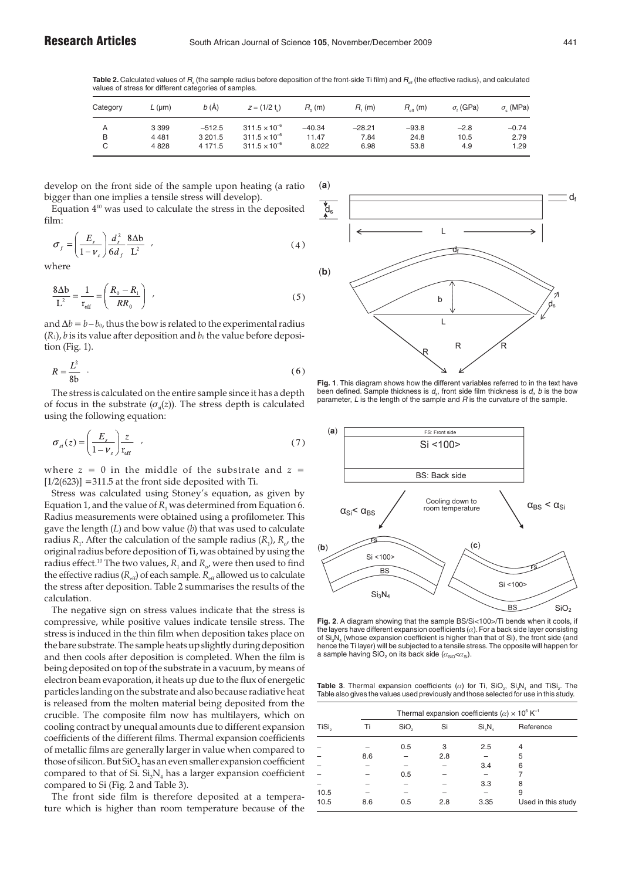**Table 2.** Calculated values of $R_o$ (the sample radius before deposition of the front-side Ti film) and $R_{eff}$ (the effective radius), and calculated values of stress for different categories of samples.

| Category | $L$ (μm) | $b$ (Å) | $z = (1/2\ t_s)$ | $R_0$ (m) | $R_1$ (m) | $R_{eff}$ (m) | $\sigma_f$ (GPa) | $\sigma_s$ (MPa) |
|---|---|---|---|---|---|---|---|---|
| A | 3 399 | −512.5 | $311.5 \times 10^{-6}$ | −40.34 | −28.21 | −93.8 | −2.8 | −0.74 |
| B | 4 481 | 3 201.5 | $311.5 \times 10^{-6}$ | 11.47 | 7.84 | 24.8 | 10.5 | 2.79 |
| C | 4 828 | 4 171.5 | $311.5 \times 10^{-6}$ | 8.022 | 6.98 | 53.8 | 4.9 | 1.29 |

develop on the front side of the sample upon heating (a ratio bigger than one implies a tensile stress will develop).

Equation 4[10] was used to calculate the stress in the deposited film:

$$\sigma_f = \left(\frac{E_s}{1-\nu_s}\right)\frac{d_s^2}{6d_f}\frac{8\Delta b}{L^2} \quad , \tag{4}$$

where

$$\frac{8\Delta b}{L^2} = \frac{1}{r_{eff}} = \left(\frac{R_0 - R_1}{RR_0}\right) \quad , \tag{5}$$

and $\Delta b = b - b_0$, thus the bow is related to the experimental radius ($R_1$), $b$ is its value after deposition and $b_0$ the value before deposition (Fig. 1).

$$R = \frac{L^2}{8b} \quad . \tag{6}$$

The stress is calculated on the entire sample since it has a depth of focus in the substrate ($\sigma_{si}(z)$). The stress depth is calculated using the following equation:

$$\sigma_{si}(z) = \left(\frac{E_s}{1-\nu_s}\right)\frac{z}{r_{eff}} \quad , \tag{7}$$

where $z = 0$ in the middle of the substrate and $z = [1/2(623)] = 311.5$ at the front side deposited with Ti.

Stress was calculated using Stoney's equation, as given by Equation 1, and the value of $R_1$ was determined from Equation 6. Radius measurements were obtained using a profilometer. This gave the length ($L$) and bow value ($b$) that was used to calculate radius $R_1$. After the calculation of the sample radius ($R_1$), $R_o$, the original radius before deposition of Ti, was obtained by using the radius effect.[10] The two values, $R_1$ and $R_o$, were then used to find the effective radius ($R_{eff}$) of each sample. $R_{eff}$ allowed us to calculate the stress after deposition. Table 2 summarises the results of the calculation.

The negative sign on stress values indicate that the stress is compressive, while positive values indicate tensile stress. The stress is induced in the thin film when deposition takes place on the bare substrate. The sample heats up slightly during deposition and then cools after deposition is completed. When the film is being deposited on top of the substrate in a vacuum, by means of electron beam evaporation, it heats up due to the flux of energetic particles landing on the substrate and also because radiative heat is released from the molten material being deposited from the crucible. The composite film now has multilayers, which on cooling contract by unequal amounts due to different expansion coefficients of the different films. Thermal expansion coefficients of metallic films are generally larger in value when compared to those of silicon. But $SiO_2$ has an even smaller expansion coefficient compared to that of Si. $Si_3N_4$ has a larger expansion coefficient compared to Si (Fig. 2 and Table 3).

The front side film is therefore deposited at a temperature which is higher than room temperature because of the

**Fig. 1**. This diagram shows how the different variables referred to in the text have been defined. Sample thickness is $d_s$, front side film thickness is $d_f$, $b$ is the bow parameter, $L$ is the length of the sample and $R$ is the curvature of the sample.

**Fig. 2**. A diagram showing that the sample BS/Si<100>/Ti bends when it cools, if the layers have different expansion coefficients ($\alpha$). For a back side layer consisting of $Si_3N_4$ (whose expansion coefficient is higher than that of Si), the front side (and hence the Ti layer) will be subjected to a tensile stress. The opposite will happen for a sample having $SiO_2$ on its back side ($\alpha_{SiO} < \alpha_{Si}$).

**Table 3**. Thermal expansion coefficients ($\alpha$) for Ti, $SiO_2$, $Si_3N_4$ and $TiSi_2$. The Table also gives the values used previously and those selected for use in this study.

| | Thermal expansion coefficients ($\alpha$) $\times 10^6$ K$^{-1}$ | | | | |
|---|---|---|---|---|---|
| $TiSi_2$ | Ti | $SiO_2$ | Si | $Si_3N_4$ | Reference |
| – | – | 0.5 | 3 | 2.5 | 4 |
| – | 8.6 | – | 2.8 | – | 5 |
| – | – | – | – | 3.4 | 6 |
| – | – | 0.5 | – | – | 7 |
| – | – | – | – | 3.3 | 8 |
| 10.5 | – | – | – | – | 9 |
| 10.5 | 8.6 | 0.5 | 2.8 | 3.35 | Used in this study |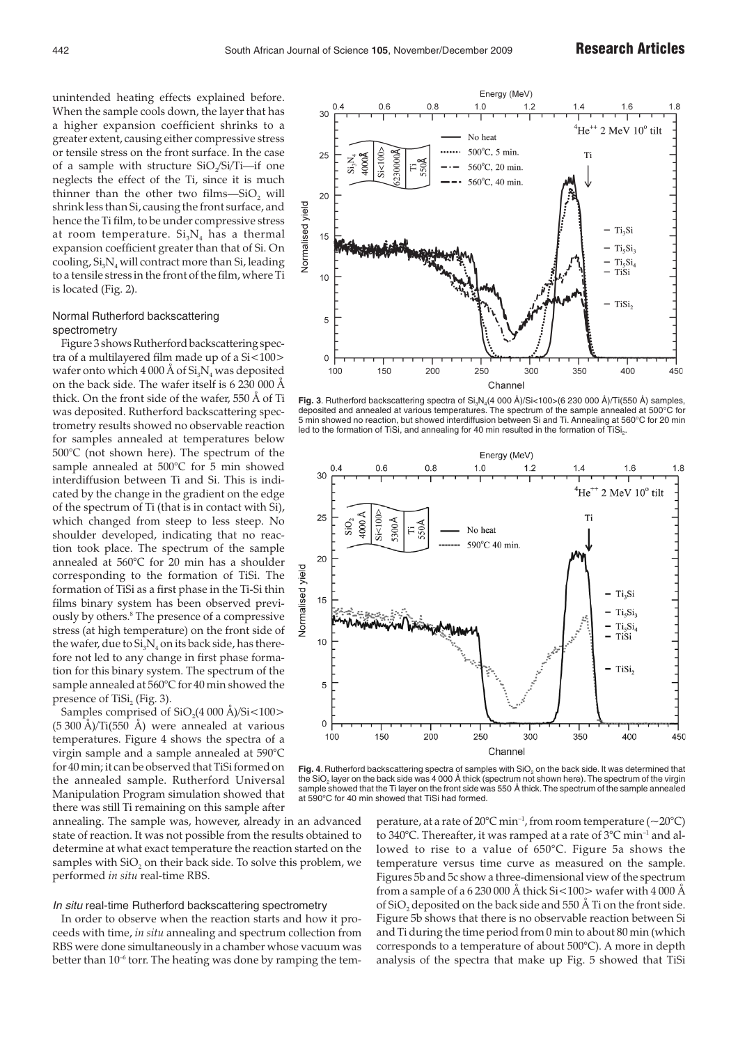unintended heating effects explained before. When the sample cools down, the layer that has a higher expansion coefficient shrinks to a greater extent, causing either compressive stress or tensile stress on the front surface. In the case of a sample with structure $SiO_2$/Si/Ti—if one neglects the effect of the Ti, since it is much thinner than the other two films—$SiO_2$ will shrink less than Si, causing the front surface, and hence the Ti film, to be under compressive stress at room temperature. $Si_3N_4$ has a thermal expansion coefficient greater than that of Si. On cooling, $Si_3N_4$ will contract more than Si, leading to a tensile stress in the front of the film, where Ti is located (Fig. 2).

### Normal Rutherford backscattering spectrometry

Figure 3 shows Rutherford backscattering spectra of a multilayered film made up of a Si<100> wafer onto which 4 000 Å of $Si_3N_4$ was deposited on the back side. The wafer itself is 6 230 000 Å thick. On the front side of the wafer, 550 Å of Ti was deposited. Rutherford backscattering spectrometry results showed no observable reaction for samples annealed at temperatures below 500°C (not shown here). The spectrum of the sample annealed at 500°C for 5 min showed interdiffusion between Ti and Si. This is indicated by the change in the gradient on the edge of the spectrum of Ti (that is in contact with Si), which changed from steep to less steep. No shoulder developed, indicating that no reaction took place. The spectrum of the sample annealed at 560°C for 20 min has a shoulder corresponding to the formation of TiSi. The formation of TiSi as a first phase in the Ti-Si thin films binary system has been observed previously by others.[8] The presence of a compressive stress (at high temperature) on the front side of the wafer, due to $Si_3N_4$ on its back side, has therefore not led to any change in first phase formation for this binary system. The spectrum of the sample annealed at 560°C for 40 min showed the presence of $TiSi_2$ (Fig. 3).

Samples comprised of $SiO_2$(4 000 Å)/Si<100> (5 300 Å)/Ti(550 Å) were annealed at various temperatures. Figure 4 shows the spectra of a virgin sample and a sample annealed at 590°C for 40 min; it can be observed that TiSi formed on the annealed sample. Rutherford Universal Manipulation Program simulation showed that there was still Ti remaining on this sample after annealing. The sample was, however, already in an advanced state of reaction. It was not possible from the results obtained to determine at what exact temperature the reaction started on the samples with $SiO_2$ on their back side. To solve this problem, we performed *in situ* real-time RBS.

**Fig. 3**. Rutherford backscattering spectra of $Si_3N_4$(4 000 Å)/Si<100>(6 230 000 Å)/Ti(550 Å) samples, deposited and annealed at various temperatures. The spectrum of the sample annealed at 500°C for 5 min showed no reaction, but showed interdiffusion between Si and Ti. Annealing at 560°C for 20 min led to the formation of TiSi, and annealing for 40 min resulted in the formation of $TiSi_2$.

**Fig. 4**. Rutherford backscattering spectra of samples with $SiO_2$ on the back side. It was determined that the $SiO_2$ layer on the back side was 4 000 Å thick (spectrum not shown here). The spectrum of the virgin sample showed that the Ti layer on the front side was 550 Å thick. The spectrum of the sample annealed at 590°C for 40 min showed that TiSi had formed.

### *In situ* real-time Rutherford backscattering spectrometry

In order to observe when the reaction starts and how it proceeds with time, *in situ* annealing and spectrum collection from RBS were done simultaneously in a chamber whose vacuum was better than $10^{-6}$ torr. The heating was done by ramping the temperature, at a rate of 20°C $min^{-1}$, from room temperature (~20°C) to 340°C. Thereafter, it was ramped at a rate of 3°C $min^{-1}$ and allowed to rise to a value of 650°C. Figure 5a shows the temperature versus time curve as measured on the sample. Figures 5b and 5c show a three-dimensional view of the spectrum from a sample of a 6 230 000 Å thick Si<100> wafer with 4 000 Å of $SiO_2$ deposited on the back side and 550 Å Ti on the front side. Figure 5b shows that there is no observable reaction between Si and Ti during the time period from 0 min to about 80 min (which corresponds to a temperature of about 500°C). A more in depth analysis of the spectra that make up Fig. 5 showed that TiSi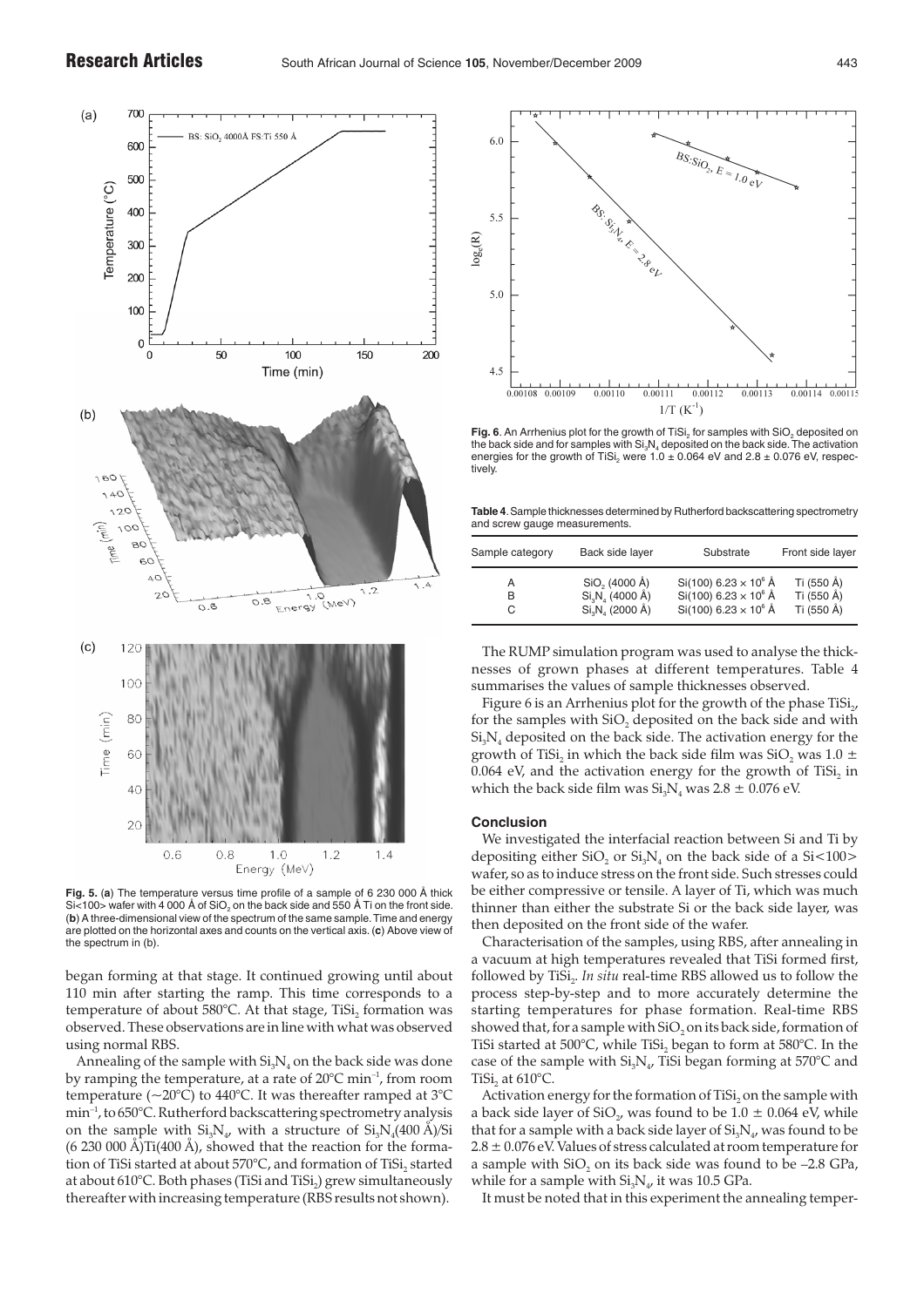**Fig. 5.** (**a**) The temperature versus time profile of a sample of 6 230 000 Å thick Si<100> wafer with 4 000 Å of $SiO_2$ on the back side and 550 Å Ti on the front side. (**b**) A three-dimensional view of the spectrum of the same sample. Time and energy are plotted on the horizontal axes and counts on the vertical axis. (**c**) Above view of the spectrum in (b).

began forming at that stage. It continued growing until about 110 min after starting the ramp. This time corresponds to a temperature of about 580°C. At that stage, $TiSi_2$ formation was observed. These observations are in line with what was observed using normal RBS.

Annealing of the sample with $Si_3N_4$ on the back side was done by ramping the temperature, at a rate of 20°C $min^{-1}$, from room temperature (~20°C) to 440°C. It was thereafter ramped at 3°C $min^{-1}$, to 650°C. Rutherford backscattering spectrometry analysis on the sample with $Si_3N_4$, with a structure of $Si_3N_4$(400 Å)/Si (6 230 000 Å)Ti(400 Å), showed that the reaction for the formation of TiSi started at about 570°C, and formation of $TiSi_2$ started at about 610°C. Both phases (TiSi and $TiSi_2$) grew simultaneously thereafter with increasing temperature (RBS results not shown).

**Fig. 6**. An Arrhenius plot for the growth of $TiSi_2$ for samples with $SiO_2$ deposited on the back side and for samples with $Si_3N_4$ deposited on the back side. The activation energies for the growth of $TiSi_2$ were 1.0 ± 0.064 eV and 2.8 ± 0.076 eV, respectively.

**Table 4**. Sample thicknesses determined by Rutherford backscattering spectrometry and screw gauge measurements.

| Sample category | Back side layer | Substrate | Front side layer |
|---|---|---|---|
| A | $SiO_2$ (4000 Å) | Si(100) $6.23 \times 10^6$ Å | Ti (550 Å) |
| B | $Si_3N_4$ (4000 Å) | Si(100) $6.23 \times 10^6$ Å | Ti (550 Å) |
| C | $Si_3N_4$ (2000 Å) | Si(100) $6.23 \times 10^6$ Å | Ti (550 Å) |

The RUMP simulation program was used to analyse the thicknesses of grown phases at different temperatures. Table 4 summarises the values of sample thicknesses observed.

Figure 6 is an Arrhenius plot for the growth of the phase $TiSi_2$, for the samples with $SiO_2$ deposited on the back side and with $Si_3N_4$ deposited on the back side. The activation energy for the growth of $TiSi_2$ in which the back side film was $SiO_2$ was 1.0 ± 0.064 eV, and the activation energy for the growth of $TiSi_2$ in which the back side film was $Si_3N_4$ was 2.8 ± 0.076 eV.

## Conclusion

We investigated the interfacial reaction between Si and Ti by depositing either $SiO_2$ or $Si_3N_4$ on the back side of a Si<100> wafer, so as to induce stress on the front side. Such stresses could be either compressive or tensile. A layer of Ti, which was much thinner than either the substrate Si or the back side layer, was then deposited on the front side of the wafer.

Characterisation of the samples, using RBS, after annealing in a vacuum at high temperatures revealed that TiSi formed first, followed by $TiSi_2$. *In situ* real-time RBS allowed us to follow the process step-by-step and to more accurately determine the starting temperatures for phase formation. Real-time RBS showed that, for a sample with $SiO_2$ on its back side, formation of TiSi started at 500°C, while $TiSi_2$ began to form at 580°C. In the case of the sample with $Si_3N_4$, TiSi began forming at 570°C and $TiSi_2$ at 610°C.

Activation energy for the formation of $TiSi_2$ on the sample with a back side layer of $SiO_2$, was found to be 1.0 ± 0.064 eV, while that for a sample with a back side layer of $Si_3N_4$, was found to be 2.8 ± 0.076 eV. Values of stress calculated at room temperature for a sample with $SiO_2$ on its back side was found to be –2.8 GPa, while for a sample with $Si_3N_4$, it was 10.5 GPa.

It must be noted that in this experiment the annealing temper-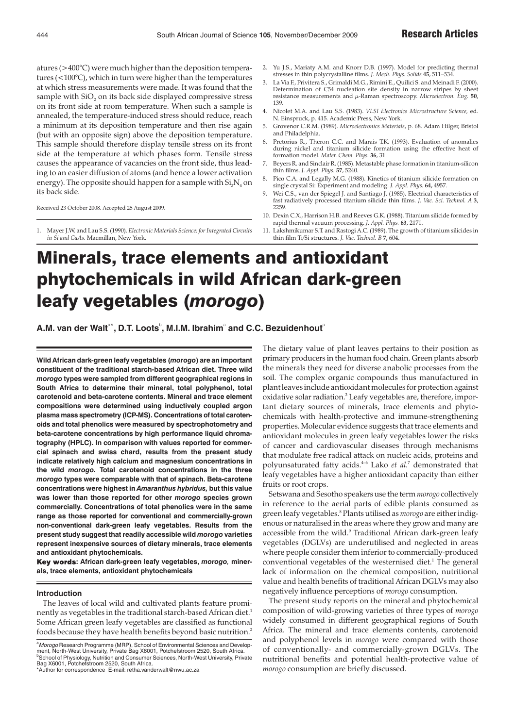atures (>400°C) were much higher than the deposition temperatures (<100°C), which in turn were higher than the temperatures at which stress measurements were made. It was found that the sample with $SiO_2$ on its back side displayed compressive stress on its front side at room temperature. When such a sample is annealed, the temperature-induced stress should reduce, reach a minimum at its deposition temperature and then rise again (but with an opposite sign) above the deposition temperature. This sample should therefore display tensile stress on its front side at the temperature at which phases form. Tensile stress causes the appearance of vacancies on the front side, thus leading to an easier diffusion of atoms (and hence a lower activation energy). The opposite should happen for a sample with $Si_3N_4$ on its back side.

Received 23 October 2008. Accepted 25 August 2009.

1. Mayer J.W. and Lau S.S. (1990). *Electronic Materials Science: for Integrated Circuits in Si and GaAs.* Macmillan, New York.
2. Yu J.S., Mariaty A.M. and Knorr D.B. (1997). Model for predicting thermal stresses in thin polycrystalline films. *J. Mech. Phys. Solids* **45**, 511–534.
3. La Via F., Privitera S., Grimaldi M.G., Rimini E., Quilici S. and Meinadi F. (2000). Determination of C54 nucleation site density in narrow stripes by sheet resistance measurements and μ-Raman spectroscopy. *Microelectron. Eng.* **50**, 139.
4. Nicolet M.A. and Lau S.S. (1983). *VLSI Electronics Microstructure Science,* ed. N. Einspruck, p. 415. Academic Press, New York.
5. Grovenor C.R.M. (1989). *Microelectronics Materials*, p. 68. Adam Hilger, Bristol and Philadelphia.
6. Pretorius R., Theron C.C. and Marais T.K. (1993). Evaluation of anomalies during nickel and titanium silicide formation using the effective heat of formation model. *Mater. Chem. Phys.* **36**, 31.
7. Beyers R. and Sinclair R. (1985). Metastable phase formation in titanium-silicon thin films. *J. Appl. Phys.* **57**, 5240.
8. Pico C.A. and Legally M.G. (1988). Kinetics of titanium silicide formation on single crystal Si: Experiment and modeling. *J. Appl. Phys.* **64,** 4957.
9. Wei C.S., van der Spiegel J. and Santiago J. (1985). Electrical characteristics of fast radiatively processed titanium silicide thin films. *J. Vac. Sci. Technol. A* **3**, 2259.
10. Dexin C.X., Harrison H.B. and Reeves G.K. (1988). Titanium silicide formed by rapid thermal vacuum processing. *J. Appl. Phys.* **63**, 2171.
11. Lakshmikumar S.T. and Rastogi A.C. (1989). The growth of titanium silicides in thin film Ti/Si structures. *J. Vac. Technol. B* **7,** 604.

# Minerals, trace elements and antioxidant phytochemicals in wild African dark-green leafy vegetables (*morogo*)

**A.M. van der Walt[a*], D.T. Loots[b], M.I.M. Ibrahim[a] and C.C. Bezuidenhout[a]**

**Wild African dark-green leafy vegetables (*morogo*) are an important constituent of the traditional starch-based African diet. Three wild *morogo* types were sampled from different geographical regions in South Africa to determine their mineral, total polyphenol, total carotenoid and beta-carotene contents. Mineral and trace element compositions were determined using inductively coupled argon plasma mass spectrometry (ICP-MS). Concentrations of total carotenoids and total phenolics were measured by spectrophotometry and beta-carotene concentrations by high performance liquid chromatography (HPLC). In comparison with values reported for commercial spinach and swiss chard, results from the present study indicate relatively high calcium and magnesium concentrations in the wild *morogo.* Total carotenoid concentrations in the three *morogo* types were comparable with that of spinach. Beta-carotene concentrations were highest in *Amaranthus hybridus,* but this value was lower than those reported for other *morogo* species grown commercially. Concentrations of total phenolics were in the same range as those reported for conventional and commercially-grown non-conventional dark-green leafy vegetables. Results from the present study suggest that readily accessible wild *morogo* varieties represent inexpensive sources of dietary minerals, trace elements and antioxidant phytochemicals.**

**Key words: African dark-green leafy vegetables, *morogo*, minerals, trace elements, antioxidant phytochemicals**

## Introduction

The leaves of local wild and cultivated plants feature prominently as vegetables in the traditional starch-based African diet.[1] Some African green leafy vegetables are classified as functional foods because they have health benefits beyond basic nutrition.[2] The dietary value of plant leaves pertains to their position as primary producers in the human food chain. Green plants absorb the minerals they need for diverse anabolic processes from the soil. The complex organic compounds thus manufactured in plant leaves include antioxidant molecules for protection against oxidative solar radiation.[3] Leafy vegetables are, therefore, important dietary sources of minerals, trace elements and phytochemicals with health-protective and immune-strengthening properties. Molecular evidence suggests that trace elements and antioxidant molecules in green leafy vegetables lower the risks of cancer and cardiovascular diseases through mechanisms that modulate free radical attack on nucleic acids, proteins and polyunsaturated fatty acids.[4–6] Lako *et al.*[7] demonstrated that leafy vegetables have a higher antioxidant capacity than either fruits or root crops.

Setswana and Sesotho speakers use the term *morogo* collectively in reference to the aerial parts of edible plants consumed as green leafy vegetables.[8] Plants utilised as *morogo* are either indigenous or naturalised in the areas where they grow and many are accessible from the wild.[9] Traditional African dark-green leafy vegetables (DGLVs) are underutilised and neglected in areas where people consider them inferior to commercially-produced conventional vegetables of the westernised diet.[1] The general lack of information on the chemical composition, nutritional value and health benefits of traditional African DGLVs may also negatively influence perceptions of *morogo* consumption.

The present study reports on the mineral and phytochemical composition of wild-growing varieties of three types of *morogo* widely consumed in different geographical regions of South Africa. The mineral and trace elements contents, carotenoid and polyphenol levels in *morogo* were compared with those of conventionally- and commercially-grown DGLVs. The nutritional benefits and potential health-protective value of *morogo* consumption are briefly discussed.

[a]*Morogo* Research Programme (MRP), School of Environmental Sciences and Development, North-West University, Private Bag X6001, Potchefstroom 2520, South Africa.
[b]School of Physiology, Nutrition and Consumer Sciences, North-West University, Private Bag X6001, Potchefstroom 2520, South Africa.
*Author for correspondence E-mail: retha.vanderwalt@nwu.ac.za